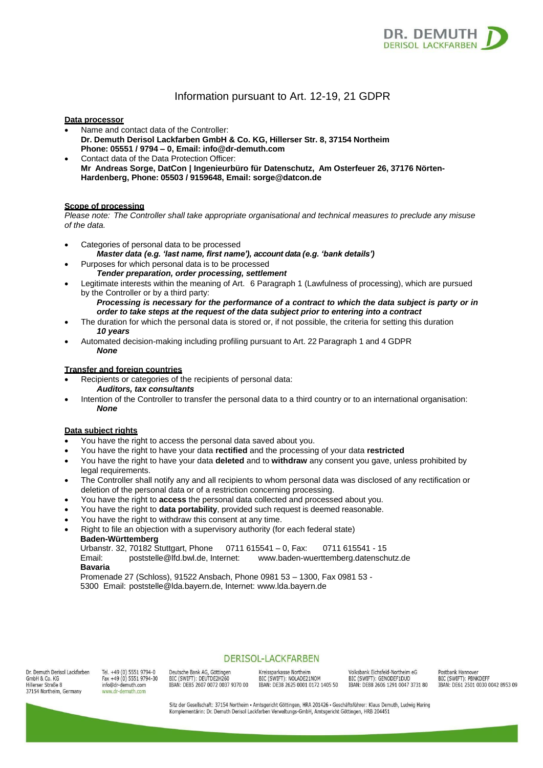# Information pursuant to Art. 12-19, 21 GDPR

**Data processor**

- Name and contact data of the Controller:
  **Dr. Demuth Derisol Lackfarben GmbH & Co. KG, Hillerser Str. 8, 37154 Northeim**
  **Phone: 05551 / 9794 – 0, Email: info@dr-demuth.com**
- Contact data of the Data Protection Officer:
  **Mr Andreas Sorge, DatCon | Ingenieurbüro für Datenschutz, Am Osterfeuer 26, 37176 Nörten-Hardenberg, Phone: 05503 / 9159648, Email: sorge@datcon.de**

**Scope of processing**

*Please note: The Controller shall take appropriate organisational and technical measures to preclude any misuse of the data.*

- Categories of personal data to be processed
  ***Master data (e.g. 'last name, first name'), account data (e.g. 'bank details')***
- Purposes for which personal data is to be processed
  ***Tender preparation, order processing, settlement***
- Legitimate interests within the meaning of Art. 6 Paragraph 1 (Lawfulness of processing), which are pursued by the Controller or by a third party:
  ***Processing is necessary for the performance of a contract to which the data subject is party or in order to take steps at the request of the data subject prior to entering into a contract***
- The duration for which the personal data is stored or, if not possible, the criteria for setting this duration
  ***10 years***
- Automated decision-making including profiling pursuant to Art. 22 Paragraph 1 and 4 GDPR
  ***None***

**Transfer and foreign countries**

- Recipients or categories of the recipients of personal data:
  ***Auditors, tax consultants***
- Intention of the Controller to transfer the personal data to a third country or to an international organisation:
  ***None***

**Data subject rights**

- You have the right to access the personal data saved about you.
- You have the right to have your data **rectified** and the processing of your data **restricted**
- You have the right to have your data **deleted** and to **withdraw** any consent you gave, unless prohibited by legal requirements.
- The Controller shall notify any and all recipients to whom personal data was disclosed of any rectification or deletion of the personal data or of a restriction concerning processing.
- You have the right to **access** the personal data collected and processed about you.
- You have the right to **data portability**, provided such request is deemed reasonable.
- You have the right to withdraw this consent at any time.
- Right to file an objection with a supervisory authority (for each federal state)
  **Baden-Württemberg**
  Urbanstr. 32, 70182 Stuttgart, Phone 0711 615541 – 0, Fax: 0711 615541 - 15
  Email: poststelle@lfd.bwl.de, Internet: www.baden-wuerttemberg.datenschutz.de
  **Bavaria**
  Promenade 27 (Schloss), 91522 Ansbach, Phone 0981 53 – 1300, Fax 0981 53 - 5300 Email: poststelle@lda.bayern.de, Internet: www.lda.bayern.de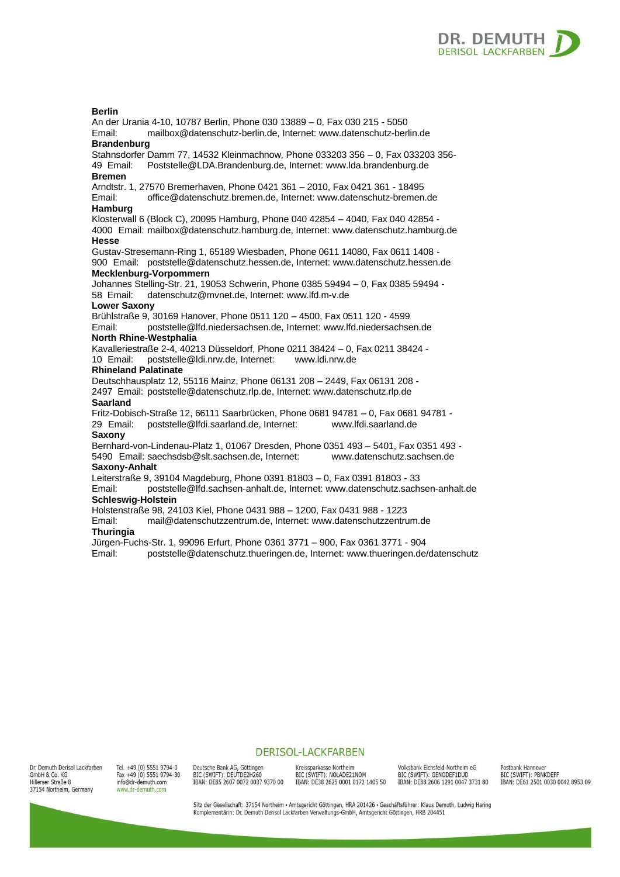**Berlin**
An der Urania 4-10, 10787 Berlin, Phone 030 13889 – 0, Fax 030 215 - 5050
Email: mailbox@datenschutz-berlin.de, Internet: www.datenschutz-berlin.de

**Brandenburg**
Stahnsdorfer Damm 77, 14532 Kleinmachnow, Phone 033203 356 – 0, Fax 033203 356-49 Email: Poststelle@LDA.Brandenburg.de, Internet: www.lda.brandenburg.de

**Bremen**
Arndtstr. 1, 27570 Bremerhaven, Phone 0421 361 – 2010, Fax 0421 361 - 18495
Email: office@datenschutz.bremen.de, Internet: www.datenschutz-bremen.de

**Hamburg**
Klosterwall 6 (Block C), 20095 Hamburg, Phone 040 42854 – 4040, Fax 040 42854 - 4000 Email: mailbox@datenschutz.hamburg.de, Internet: www.datenschutz.hamburg.de

**Hesse**
Gustav-Stresemann-Ring 1, 65189 Wiesbaden, Phone 0611 14080, Fax 0611 1408 - 900 Email: poststelle@datenschutz.hessen.de, Internet: www.datenschutz.hessen.de

**Mecklenburg-Vorpommern**
Johannes Stelling-Str. 21, 19053 Schwerin, Phone 0385 59494 – 0, Fax 0385 59494 - 58 Email: datenschutz@mvnet.de, Internet: www.lfd.m-v.de

**Lower Saxony**
Brühlstraße 9, 30169 Hanover, Phone 0511 120 – 4500, Fax 0511 120 - 4599
Email: poststelle@lfd.niedersachsen.de, Internet: www.lfd.niedersachsen.de

**North Rhine-Westphalia**
Kavalleriestraße 2-4, 40213 Düsseldorf, Phone 0211 38424 – 0, Fax 0211 38424 - 10 Email: poststelle@ldi.nrw.de, Internet: www.ldi.nrw.de

**Rhineland Palatinate**
Deutschhausplatz 12, 55116 Mainz, Phone 06131 208 – 2449, Fax 06131 208 - 2497 Email: poststelle@datenschutz.rlp.de, Internet: www.datenschutz.rlp.de

**Saarland**
Fritz-Dobisch-Straße 12, 66111 Saarbrücken, Phone 0681 94781 – 0, Fax 0681 94781 - 29 Email: poststelle@lfdi.saarland.de, Internet: www.lfdi.saarland.de

**Saxony**
Bernhard-von-Lindenau-Platz 1, 01067 Dresden, Phone 0351 493 – 5401, Fax 0351 493 - 5490 Email: saechsdsb@slt.sachsen.de, Internet: www.datenschutz.sachsen.de

**Saxony-Anhalt**
Leiterstraße 9, 39104 Magdeburg, Phone 0391 81803 – 0, Fax 0391 81803 - 33
Email: poststelle@lfd.sachsen-anhalt.de, Internet: www.datenschutz.sachsen-anhalt.de

**Schleswig-Holstein**
Holstenstraße 98, 24103 Kiel, Phone 0431 988 – 1200, Fax 0431 988 - 1223
Email: mail@datenschutzzentrum.de, Internet: www.datenschutzzentrum.de

**Thuringia**
Jürgen-Fuchs-Str. 1, 99096 Erfurt, Phone 0361 3771 – 900, Fax 0361 3771 - 904
Email: poststelle@datenschutz.thueringen.de, Internet: www.thueringen.de/datenschutz